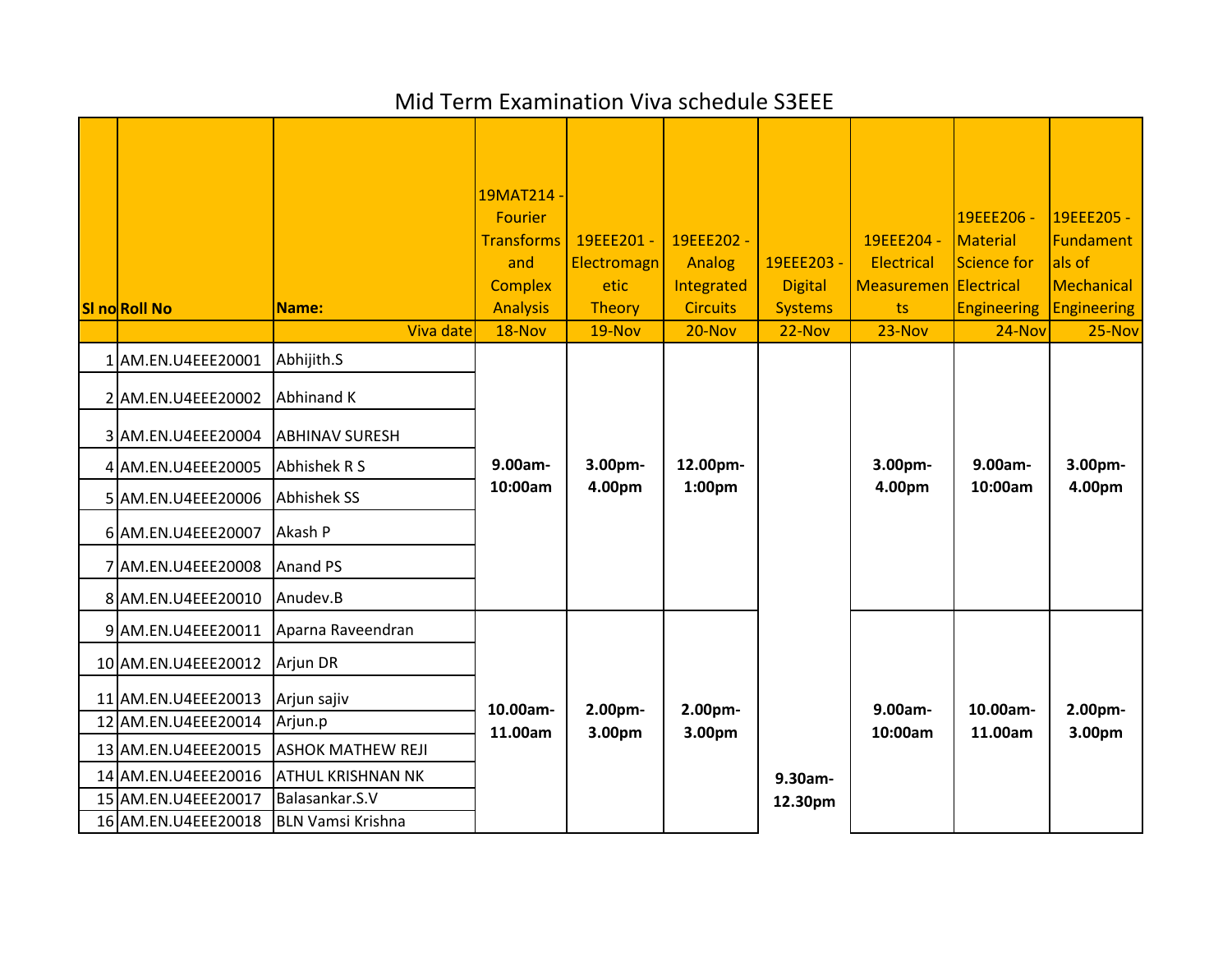# Mid Term Examination Viva schedule S3EEE

| Sl no | Roll No | Name: | 19MAT214 - Fourier Transforms and Complex Analysis | 19EEE201 - Electromagnetic Theory | 19EEE202 - Analog Integrated Circuits | 19EEE203 - Digital Systems | 19EEE204 - Electrical Measurements | 19EEE206 - Material Science for Electrical Engineering | 19EEE205 - Fundamentals of Mechanical Engineering |
|---|---|---|---|---|---|---|---|---|---|
| | | Viva date | 18-Nov | 19-Nov | 20-Nov | 22-Nov | 23-Nov | 24-Nov | 25-Nov |
| 1 | AM.EN.U4EEE20001 | Abhijith.S | 9.00am-10:00am | 3.00pm-4.00pm | 12.00pm-1:00pm | 9.30am-12.30pm | 3.00pm-4.00pm | 9.00am-10:00am | 3.00pm-4.00pm |
| 2 | AM.EN.U4EEE20002 | Abhinand K | | | | | | | |
| 3 | AM.EN.U4EEE20004 | ABHINAV SURESH | | | | | | | |
| 4 | AM.EN.U4EEE20005 | Abhishek R S | | | | | | | |
| 5 | AM.EN.U4EEE20006 | Abhishek SS | | | | | | | |
| 6 | AM.EN.U4EEE20007 | Akash P | | | | | | | |
| 7 | AM.EN.U4EEE20008 | Anand PS | | | | | | | |
| 8 | AM.EN.U4EEE20010 | Anudev.B | | | | | | | |
| 9 | AM.EN.U4EEE20011 | Aparna Raveendran | 10.00am-11.00am | 2.00pm-3.00pm | 2.00pm-3.00pm | | 9.00am-10:00am | 10.00am-11.00am | 2.00pm-3.00pm |
| 10 | AM.EN.U4EEE20012 | Arjun DR | | | | | | | |
| 11 | AM.EN.U4EEE20013 | Arjun sajiv | | | | | | | |
| 12 | AM.EN.U4EEE20014 | Arjun.p | | | | | | | |
| 13 | AM.EN.U4EEE20015 | ASHOK MATHEW REJI | | | | | | | |
| 14 | AM.EN.U4EEE20016 | ATHUL KRISHNAN NK | | | | | | | |
| 15 | AM.EN.U4EEE20017 | Balasankar.S.V | | | | | | | |
| 16 | AM.EN.U4EEE20018 | BLN Vamsi Krishna | | | | | | | |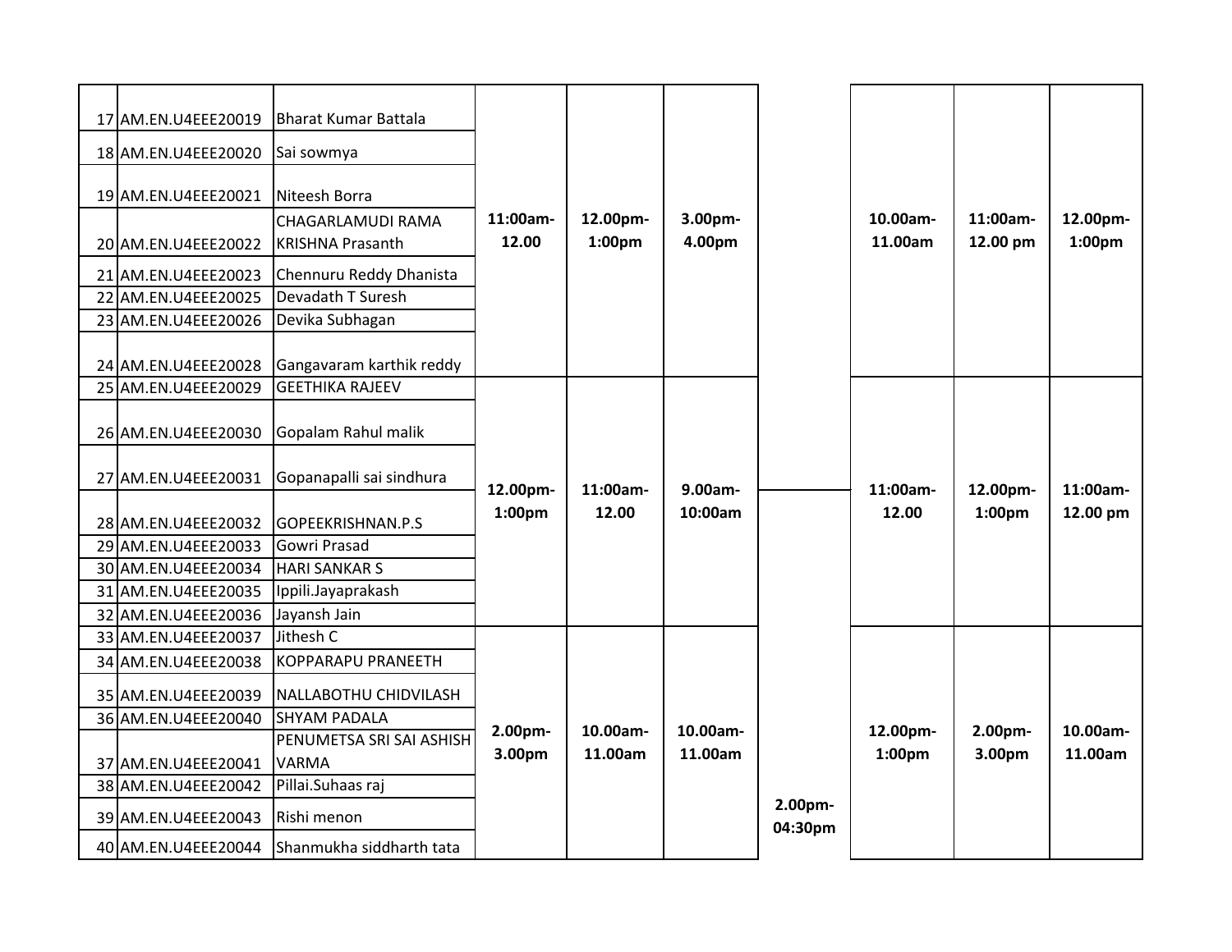| | | | | | | | | | |
|---|---|---|---|---|---|---|---|---|---|
| 17 | AM.EN.U4EEE20019 | Bharat Kumar Battala | 11:00am-12.00 | 12.00pm-1:00pm | 3.00pm-4.00pm | | 10.00am-11.00am | 11:00am-12.00 pm | 12.00pm-1:00pm |
| 18 | AM.EN.U4EEE20020 | Sai sowmya | | | | | | | |
| 19 | AM.EN.U4EEE20021 | Niteesh Borra | | | | | | | |
| 20 | AM.EN.U4EEE20022 | CHAGARLAMUDI RAMA KRISHNA Prasanth | | | | | | | |
| 21 | AM.EN.U4EEE20023 | Chennuru Reddy Dhanista | | | | | | | |
| 22 | AM.EN.U4EEE20025 | Devadath T Suresh | | | | | | | |
| 23 | AM.EN.U4EEE20026 | Devika Subhagan | | | | | | | |
| 24 | AM.EN.U4EEE20028 | Gangavaram karthik reddy | | | | | | | |
| 25 | AM.EN.U4EEE20029 | GEETHIKA RAJEEV | 12.00pm-1:00pm | 11:00am-12.00 | 9.00am-10:00am | | 11:00am-12.00 | 12.00pm-1:00pm | 11:00am-12.00 pm |
| 26 | AM.EN.U4EEE20030 | Gopalam Rahul malik | | | | | | | |
| 27 | AM.EN.U4EEE20031 | Gopanapalli sai sindhura | | | | | | | |
| 28 | AM.EN.U4EEE20032 | GOPEEKRISHNAN.P.S | | | | | | | |
| 29 | AM.EN.U4EEE20033 | Gowri Prasad | | | | | | | |
| 30 | AM.EN.U4EEE20034 | HARI SANKAR S | | | | | | | |
| 31 | AM.EN.U4EEE20035 | Ippili.Jayaprakash | | | | | | | |
| 32 | AM.EN.U4EEE20036 | Jayansh Jain | | | | | | | |
| 33 | AM.EN.U4EEE20037 | Jithesh C | 2.00pm-3.00pm | 10.00am-11.00am | 10.00am-11.00am | 2.00pm-04:30pm | 12.00pm-1:00pm | 2.00pm-3.00pm | 10.00am-11.00am |
| 34 | AM.EN.U4EEE20038 | KOPPARAPU PRANEETH | | | | | | | |
| 35 | AM.EN.U4EEE20039 | NALLABOTHU CHIDVILASH | | | | | | | |
| 36 | AM.EN.U4EEE20040 | SHYAM PADALA | | | | | | | |
| 37 | AM.EN.U4EEE20041 | PENUMETSA SRI SAI ASHISH VARMA | | | | | | | |
| 38 | AM.EN.U4EEE20042 | Pillai.Suhaas raj | | | | | | | |
| 39 | AM.EN.U4EEE20043 | Rishi menon | | | | | | | |
| 40 | AM.EN.U4EEE20044 | Shanmukha siddharth tata | | | | | | | |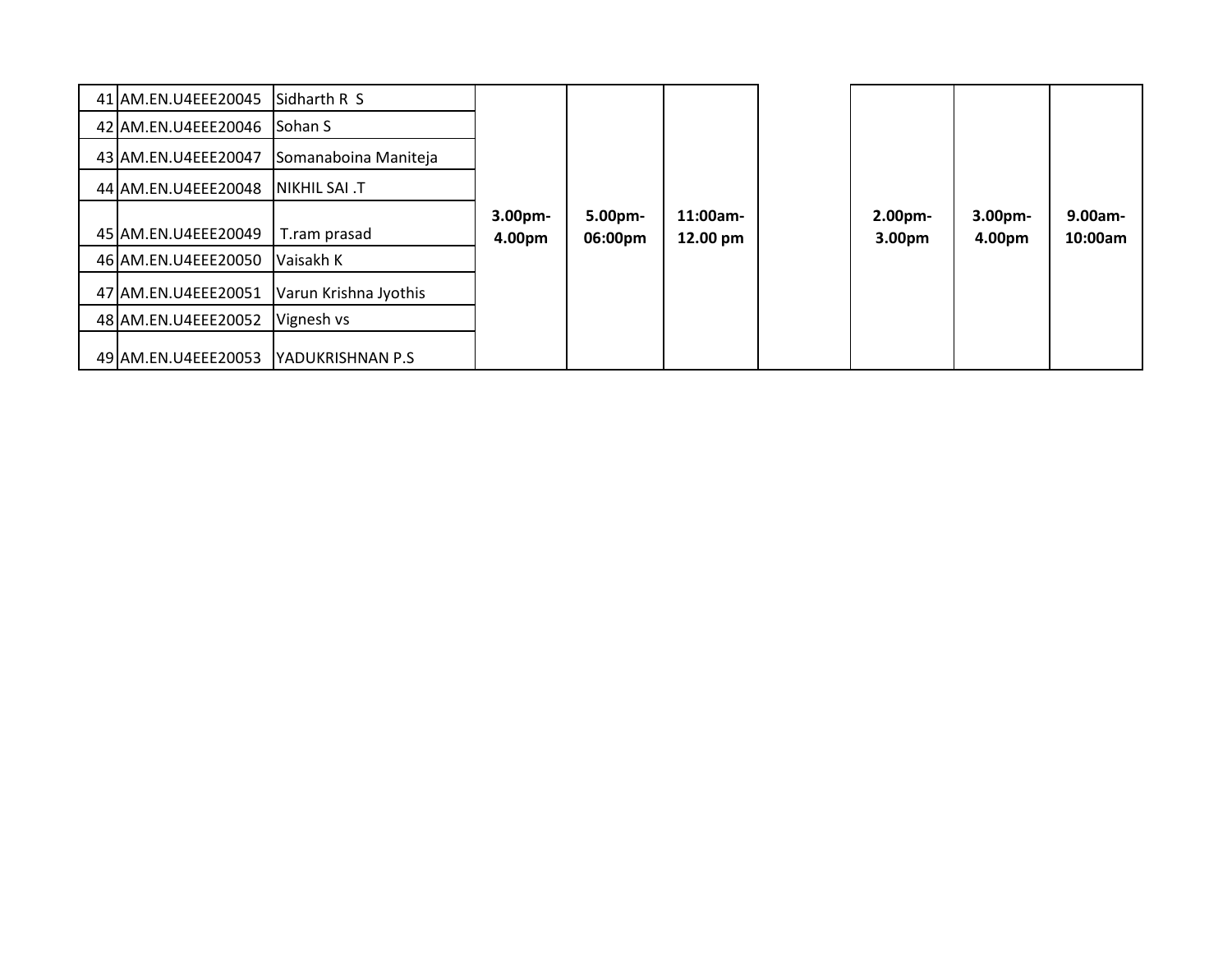| | | | | | | | | | |
|---|---|---|---|---|---|---|---|---|---|
| 41 | AM.EN.U4EEE20045 | Sidharth R S | **3.00pm-4.00pm** | **5.00pm-06:00pm** | **11:00am-12.00 pm** | | **2.00pm-3.00pm** | **3.00pm-4.00pm** | **9.00am-10:00am** |
| 42 | AM.EN.U4EEE20046 | Sohan S | | | | | | | |
| 43 | AM.EN.U4EEE20047 | Somanaboina Maniteja | | | | | | | |
| 44 | AM.EN.U4EEE20048 | NIKHIL SAI .T | | | | | | | |
| 45 | AM.EN.U4EEE20049 | T.ram prasad | | | | | | | |
| 46 | AM.EN.U4EEE20050 | Vaisakh K | | | | | | | |
| 47 | AM.EN.U4EEE20051 | Varun Krishna Jyothis | | | | | | | |
| 48 | AM.EN.U4EEE20052 | Vignesh vs | | | | | | | |
| 49 | AM.EN.U4EEE20053 | YADUKRISHNAN P.S | | | | | | | |